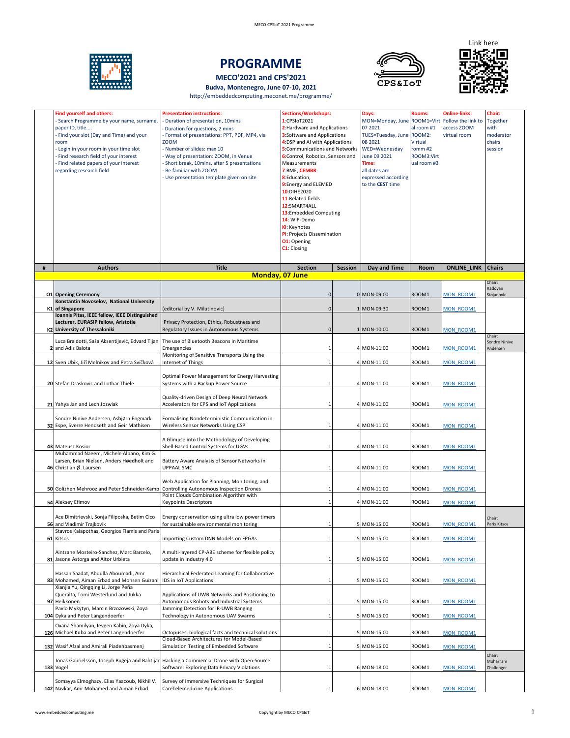Link here

# PROGRAMME

## MECO'2021 and CPS'2021

**Budva, Montenegro, June 07-10, 2021**

http://embeddedcomputing.meconet.me/programme/

| | Find yourself and others: | Presentation instructions: | Sections/Workshops: | | Days: | Rooms: | Online-links: | Chair: |
|---|---|---|---|---|---|---|---|---|
| | - Search Programme by your name, surname, paper ID, title....<br>- Find your slot (Day and Time) and your room<br>- Login in your room in your time slot<br>- Find research field of your interest<br>- Find related papers of your interest regarding research field | - Duration of presentation, 10mins<br>- Duration for questions, 2 mins<br>- Format of presentations: PPT, PDF, MP4, via ZOOM<br>- Number of slides: max 10<br>- Way of presentation: ZOOM, in Venue<br>- Short break, 10mins, after 5 presentations<br>- Be familiar with ZOOM<br>- Use presentation template given on site | 1:CPSIoT2021<br>2:Hardware and Applications<br>3:Software and Applications<br>4:DSP and AI with Applications<br>5:Communications and Networks<br>6:Control, Robotics, Sensors and Measurements<br>7:BME, CEMBR<br>8:Education,<br>9:Energy and ELEMED<br>10:DIHE2020<br>11:Related fields<br>12:SMART4ALL<br>13:Embedded Computing<br>14: WiP-Demo<br>Ki: Keynotes<br>Pi: Projects Dissemination<br>O1: Opening<br>C1: Closing | | MON=Monday, June 07 2021<br>TUES=Tuesday, June 08 2021<br>WED=Wednesday June 09 2021<br>Time:<br>all dates are expressed according to the CEST time | ROOM1=Virtual room #1<br>ROOM2: Virtual romm #2<br>ROOM3:Virtual room #3 | Follow the link to access ZOOM virtual room | Together with moderator chairs session |

| # | Authors | Title | Section | Session | Day and Time | Room | ONLINE_LINK | Chairs |
|---|---|---|---|---|---|---|---|---|
| | | **Monday, 07 June** | | | | | | |
| O1 | **Opening Ceremony** | | 0 | 0 | MON-09:00 | ROOM1 | MON_ROOM1 | Chair: Radovan Stojanovic |
| K1 | **Konstantin Novoselov, National University of Singapore** | (editorial by V. Milutinovic) | 0 | 1 | MON-09:30 | ROOM1 | MON_ROOM1 | |
| K2 | **Ioannis Pitas, IEEE fellow, IEEE Distinguished Lecturer, EURASIP fellow, Aristotle University of Thessaloniki** | Privacy Protection, Ethics, Robustness and Regulatory Issues in Autonomous Systems | 0 | 1 | MON-10:00 | ROOM1 | MON_ROOM1 | |
| 2 | Luca Braidotti, Saša Aksentijević, Edvard Tijan and Adis Balota | The use of Bluetooth Beacons in Maritime Emergencies | 1 | 4 | MON-11:00 | ROOM1 | MON_ROOM1 | Chair: Sondre Ninive Andersen |
| 12 | Sven Ubik, Jiří Melnikov and Petra Svíčková | Monitoring of Sensitive Transports Using the Internet of Things | 1 | 4 | MON-11:00 | ROOM1 | MON_ROOM1 | |
| 20 | Stefan Draskovic and Lothar Thiele | Optimal Power Management for Energy Harvesting Systems with a Backup Power Source | 1 | 4 | MON-11:00 | ROOM1 | MON_ROOM1 | |
| 21 | Yahya Jan and Lech Jozwiak | Quality-driven Design of Deep Neural Network Accelerators for CPS and IoT Applications | 1 | 4 | MON-11:00 | ROOM1 | MON_ROOM1 | |
| 32 | Sondre Ninive Andersen, Asbjørn Engmark Espe, Sverre Hendseth and Geir Mathisen | Formalising Nondeterministic Communication in Wireless Sensor Networks Using CSP | 1 | 4 | MON-11:00 | ROOM1 | MON_ROOM1 | |
| 43 | Mateusz Kosior | A Glimpse into the Methodology of Developing Shell-Based Control Systems for UGVs | 1 | 4 | MON-11:00 | ROOM1 | MON_ROOM1 | |
| 46 | Muhammad Naeem, Michele Albano, Kim G. Larsen, Brian Nielsen, Anders Høedholt and Christian Ø. Laursen | Battery Aware Analysis of Sensor Networks in UPPAAL SMC | 1 | 4 | MON-11:00 | ROOM1 | MON_ROOM1 | |
| 50 | Golizheh Mehrooz and Peter Schneider-Kamp | Web Application for Planning, Monitoring, and Controlling Autonomous Inspection Drones | 1 | 4 | MON-11:00 | ROOM1 | MON_ROOM1 | |
| 54 | Aleksey Efimov | Point Clouds Combination Algorithm with Keypoints Descriptors | 1 | 4 | MON-11:00 | ROOM1 | MON_ROOM1 | |
| 56 | Ace Dimitrievski, Sonja Filiposka, Betim Cico and Vladimir Trajkovik | Energy conservation using ultra low power timers for sustainable environmental monitoring | 1 | 5 | MON-15:00 | ROOM1 | MON_ROOM1 | Chair: Paris Kitsos |
| 61 | Stavros Kalapothas, Georgios Flamis and Paris Kitsos | Importing Custom DNN Models on FPGAs | 1 | 5 | MON-15:00 | ROOM1 | MON_ROOM1 | |
| 81 | Aintzane Mosteiro-Sanchez, Marc Barcelo, Jasone Astorga and Aitor Urbieta | A multi-layered CP-ABE scheme for flexible policy update in Industry 4.0 | 1 | 5 | MON-15:00 | ROOM1 | MON_ROOM1 | |
| 83 | Hassan Saadat, Abdulla Aboumadi, Amr Mohamed, Aiman Erbad and Mohsen Guizani | Hierarchical Federated Learning for Collaborative IDS in IoT Applications | 1 | 5 | MON-15:00 | ROOM1 | MON_ROOM1 | |
| 97 | Xianjia Yu, Qingqing Li, Jorge Peña Queralta, Tomi Westerlund and Jukka Heikkonen | Applications of UWB Networks and Positioning to Autonomous Robots and Industrial Systems | 1 | 5 | MON-15:00 | ROOM1 | MON_ROOM1 | |
| 104 | Pavlo Mykytyn, Marcin Brzozowski, Zoya Dyka and Peter Langendoerfer | Jamming Detection for IR-UWB Ranging Technology in Autonomous UAV Swarms | 1 | 5 | MON-15:00 | ROOM1 | MON_ROOM1 | |
| 126 | Oxana Shamilyan, Ievgen Kabin, Zoya Dyka, Michael Kuba and Peter Langendoerfer | Octopuses: biological facts and technical solutions | 1 | 5 | MON-15:00 | ROOM1 | MON_ROOM1 | |
| 132 | Wasif Afzal and Amirali Piadehbasmenj | Cloud-Based Architectures for Model-Based Simulation Testing of Embedded Software | 1 | 5 | MON-15:00 | ROOM1 | MON_ROOM1 | |
| 133 | Jonas Gabrielsson, Joseph Bugeja and Bahtijar Vogel | Hacking a Commercial Drone with Open-Source Software: Exploring Data Privacy Violations | 1 | 6 | MON-18:00 | ROOM1 | MON_ROOM1 | Chair: Moharram Challenger |
| 142 | Somayya Elmoghazy, Elias Yaacoub, Nikhil V. Navkar, Amr Mohamed and Aiman Erbad | Survey of Immersive Techniques for Surgical CareTelemedicine Applications | 1 | 6 | MON-18:00 | ROOM1 | MON_ROOM1 | |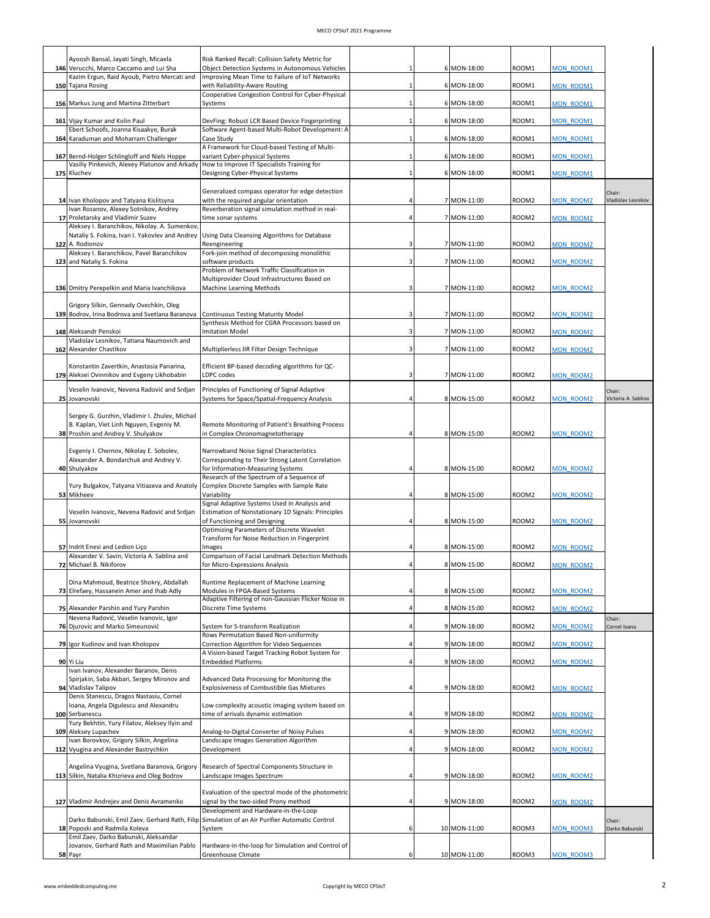| | | | | | | | | |
|---|---|---|---|---|---|---|---|---|
| 146 | Ayoosh Bansal, Jayati Singh, Micaela Verucchi, Marco Caccamo and Lui Sha | Risk Ranked Recall: Collision Safety Metric for Object Detection Systems in Autonomous Vehicles | | 1 | 6 | MON-18:00 | ROOM1 | MON_ROOM1 | |
| 150 | Kazim Ergun, Raid Ayoub, Pietro Mercati and Tajana Rosing | Improving Mean Time to Failure of IoT Networks with Reliability-Aware Routing | | 1 | 6 | MON-18:00 | ROOM1 | MON_ROOM1 | |
| 156 | Markus Jung and Martina Zitterbart | Cooperative Congestion Control for Cyber-Physical Systems | | 1 | 6 | MON-18:00 | ROOM1 | MON_ROOM1 | |
| 161 | Vijay Kumar and Kolin Paul | DevFing: Robust LCR Based Device Fingerprinting | | 1 | 6 | MON-18:00 | ROOM1 | MON_ROOM1 | |
| 164 | Ebert Schoofs, Joanna Kisaakye, Burak Karaduman and Moharram Challenger | Software Agent-based Multi-Robot Development: A Case Study | | 1 | 6 | MON-18:00 | ROOM1 | MON_ROOM1 | |
| 167 | Bernd-Holger Schlingloff and Niels Hoppe | A Framework for Cloud-based Testing of Multi-variant Cyber-physical Systems | | 1 | 6 | MON-18:00 | ROOM1 | MON_ROOM1 | |
| 175 | Vasiliy Pinkevich, Alexey Platunov and Arkady Kluchev | How to Improve IT Specialists Training for Designing Cyber-Physical Systems | | 1 | 6 | MON-18:00 | ROOM1 | MON_ROOM1 | |
| 14 | Ivan Kholopov and Tatyana Kislitsyna | Generalized compass operator for edge detection with the required angular orientation | | 4 | 7 | MON-11:00 | ROOM2 | MON_ROOM2 | Chair: Vladislav Lesnikov |
| 17 | Ivan Rozanov, Alexey Sotnikov, Andrey Proletarsky and Vladimir Suzev | Reverberation signal simulation method in real-time sonar systems | | 4 | 7 | MON-11:00 | ROOM2 | MON_ROOM2 | |
| 122 | Aleksey I. Baranchikov, Nikolay. A. Sumenkov, Nataliy S. Fokina, Ivan I. Yakovlev and Andrey A. Rodionov | Using Data Cleansing Algorithms for Database Reengineering | | 3 | 7 | MON-11:00 | ROOM2 | MON_ROOM2 | |
| 123 | Aleksey I. Baranchikov, Pavel Baranchikov and Nataliy S. Fokina | Fork-join method of decomposing monolithic software products | | 3 | 7 | MON-11:00 | ROOM2 | MON_ROOM2 | |
| 136 | Dmitry Perepelkin and Maria Ivanchikova | Problem of Network Traffic Classification in Multiprovider Cloud Infrastructures Based on Machine Learning Methods | | 3 | 7 | MON-11:00 | ROOM2 | MON_ROOM2 | |
| 139 | Grigory Silkin, Gennady Ovechkin, Oleg Bodrov, Irina Bodrova and Svetlana Baranova | Continuous Testing Maturity Model | | 3 | 7 | MON-11:00 | ROOM2 | MON_ROOM2 | |
| 148 | Aleksandr Penskoi | Synthesis Method for CGRA Processors based on Imitation Model | | 3 | 7 | MON-11:00 | ROOM2 | MON_ROOM2 | |
| 162 | Vladislav Lesnikov, Tatiana Naumovich and Alexander Chastikov | Multiplierless IIR Filter Design Technique | | 3 | 7 | MON-11:00 | ROOM2 | MON_ROOM2 | |
| 179 | Konstantin Zavertkin, Anastasia Panarina, Aleksei Ovinnikov and Evgeny Likhobabin | Efficient BP-based decoding algorithms for QC-LDPC codes | | 3 | 7 | MON-11:00 | ROOM2 | MON_ROOM2 | |
| 25 | Veselin Ivanovic, Nevena Radović and Srdjan Jovanovski | Principles of Functioning of Signal Adaptive Systems for Space/Spatial-Frequency Analysis | | 4 | 8 | MON-15:00 | ROOM2 | MON_ROOM2 | Chair: Victoria A. Sablina |
| 38 | Sergey G. Gurzhin, Vladimir I. Zhulev, Michail B. Kaplan, Viet Linh Nguyen, Evgeniy M. Proshin and Andrey V. Shulyakov | Remote Monitoring of Patient's Breathing Process in Complex Chronomagnetotherapy | | 4 | 8 | MON-15:00 | ROOM2 | MON_ROOM2 | |
| 40 | Evgeniy I. Chernov, Nikolay E. Sobolev, Alexander A. Bondarchuk and Andrey V. Shulyakov | Narrowband Noise Signal Characteristics Corresponding to Their Strong Latent Correlation for Information-Measuring Systems | | 4 | 8 | MON-15:00 | ROOM2 | MON_ROOM2 | |
| 53 | Yury Bulgakov, Tatyana Vitiazeva and Anatoly Mikheev | Research of the Spectrum of a Sequence of Complex Discrete Samples with Sample Rate Variability | | 4 | 8 | MON-15:00 | ROOM2 | MON_ROOM2 | |
| 55 | Veselin Ivanovic, Nevena Radović and Srdjan Jovanovski | Signal Adaptive Systems Used in Analysis and Estimation of Nonstationary 1D Signals: Principles of Functioning and Designing | | 4 | 8 | MON-15:00 | ROOM2 | MON_ROOM2 | |
| 57 | Indrit Enesi and Ledion Liço | Optimizing Parameters of Discrete Wavelet Transform for Noise Reduction in Fingerprint Images | | 4 | 8 | MON-15:00 | ROOM2 | MON_ROOM2 | |
| 72 | Alexander V. Savin, Victoria A. Sablina and Michael B. Nikiforov | Comparison of Facial Landmark Detection Methods for Micro-Expressions Analysis | | 4 | 8 | MON-15:00 | ROOM2 | MON_ROOM2 | |
| 73 | Dina Mahmoud, Beatrice Shokry, Abdallah Elrefaey, Hassanein Amer and Ihab Adly | Runtime Replacement of Machine Learning Modules in FPGA-Based Systems | | 4 | 8 | MON-15:00 | ROOM2 | MON_ROOM2 | |
| 75 | Alexander Parshin and Yury Parshin | Adaptive Filtering of non-Gaussian Flicker Noise in Discrete Time Systems | | 4 | 8 | MON-15:00 | ROOM2 | MON_ROOM2 | |
| 76 | Nevena Radović, Veselin Ivanovic, Igor Djurovic and Marko Simeunović | System for S-transform Realization | | 4 | 9 | MON-18:00 | ROOM2 | MON_ROOM2 | Chair: Cornel Ioana |
| 79 | Igor Kudinov and Ivan Kholopov | Rows Permutation Based Non-uniformity Correction Algorithm for Video Sequences | | 4 | 9 | MON-18:00 | ROOM2 | MON_ROOM2 | |
| 90 | Yi Liu | A Vision-based Target Tracking Robot System for Embedded Platforms | | 4 | 9 | MON-18:00 | ROOM2 | MON_ROOM2 | |
| 94 | Ivan Ivanov, Alexander Baranov, Denis Spirjakin, Saba Akbari, Sergey Mironov and Vladislav Talipov | Advanced Data Processing for Monitoring the Explosiveness of Combustible Gas Mixtures | | 4 | 9 | MON-18:00 | ROOM2 | MON_ROOM2 | |
| 100 | Denis Stanescu, Dragos Nastasiu, Cornel Ioana, Angela Digulescu and Alexandru Serbanescu | Low complexity acoustic imaging system based on time of arrivals dynamic estimation | | 4 | 9 | MON-18:00 | ROOM2 | MON_ROOM2 | |
| 109 | Yury Bekhtin, Yury Filatov, Aleksey Ilyin and Aleksey Lupachev | Analog-to-Digital Converter of Noisy Pulses | | 4 | 9 | MON-18:00 | ROOM2 | MON_ROOM2 | |
| 112 | Ivan Borovkov, Grigory Silkin, Angelina Vyugina and Alexander Bastrychkin | Landscape Images Generation Algorithm Development | | 4 | 9 | MON-18:00 | ROOM2 | MON_ROOM2 | |
| 113 | Angelina Vyugina, Svetlana Baranova, Grigory Silkin, Natalia Khizrieva and Oleg Bodrov | Research of Spectral Components Structure in Landscape Images Spectrum | | 4 | 9 | MON-18:00 | ROOM2 | MON_ROOM2 | |
| 127 | Vladimir Andrejev and Denis Avramenko | Evaluation of the spectral mode of the photometric signal by the two-sided Prony method | | 4 | 9 | MON-18:00 | ROOM2 | MON_ROOM2 | |
| 18 | Darko Babunski, Emil Zaev, Gerhard Rath, Filip Poposki and Radmila Koleva | Development and Hardware-in-the-Loop Simulation of an Air Purifier Automatic Control System | | 6 | 10 | MON-11:00 | ROOM3 | MON_ROOM3 | Chair: Darko Babunski |
| 58 | Emil Zaev, Darko Babunski, Aleksandar Jovanov, Gerhard Rath and Maximilian Pablo Payr | Hardware-in-the-loop for Simulation and Control of Greenhouse Climate | | 6 | 10 | MON-11:00 | ROOM3 | MON_ROOM3 | |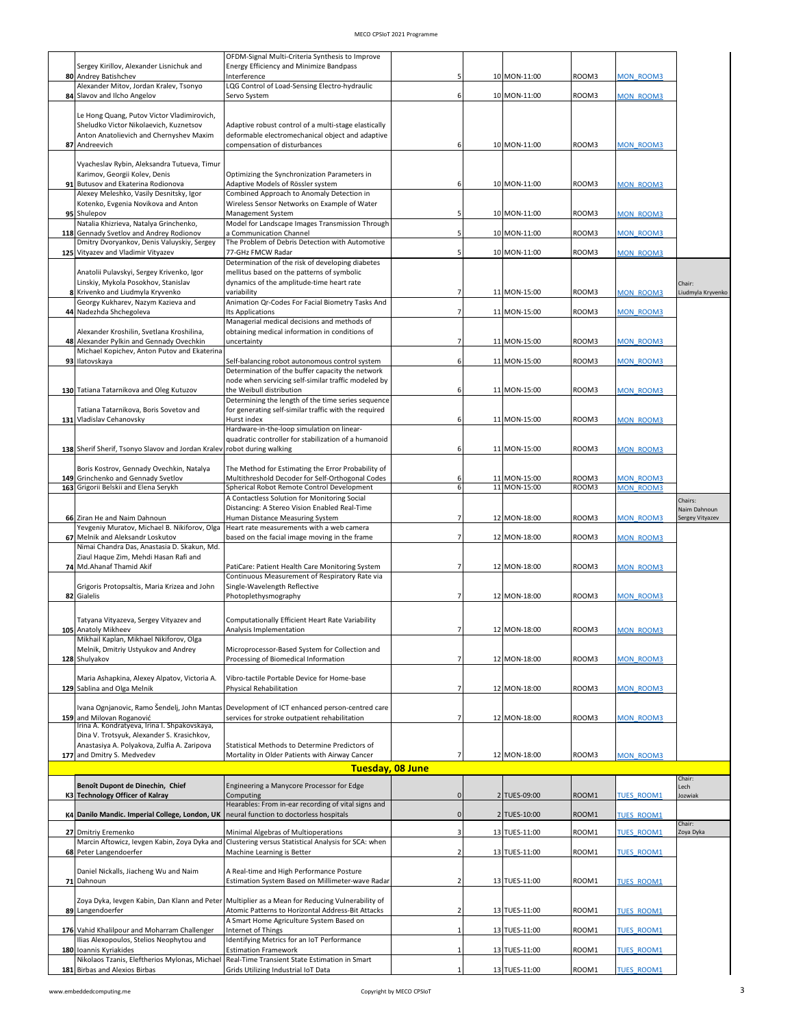| # | Authors | Title | | Session | Time | Room | Link | Chair |
|---|---|---|---|---|---|---|---|---|
| 80 | Sergey Kirillov, Alexander Lisnichuk and Andrey Batishchev | OFDM-Signal Multi-Criteria Synthesis to Improve Energy Efficiency and Minimize Bandpass Interference | 5 | 10 | MON-11:00 | ROOM3 | MON_ROOM3 | |
| 84 | Alexander Mitov, Jordan Kralev, Tsonyo Slavov and Ilcho Angelov | LQG Control of Load-Sensing Electro-hydraulic Servo System | 6 | 10 | MON-11:00 | ROOM3 | MON_ROOM3 | |
| 87 | Le Hong Quang, Putov Victor Vladimirovich, Sheludko Victor Nikolaevich, Kuznetsov Anton Anatolievich and Chernyshev Maxim Andreevich | Adaptive robust control of a multi-stage elastically deformable electromechanical object and adaptive compensation of disturbances | 6 | 10 | MON-11:00 | ROOM3 | MON_ROOM3 | |
| 91 | Vyacheslav Rybin, Aleksandra Tutueva, Timur Karimov, Georgii Kolev, Denis Butusov and Ekaterina Rodionova | Optimizing the Synchronization Parameters in Adaptive Models of Rössler system | 6 | 10 | MON-11:00 | ROOM3 | MON_ROOM3 | |
| 95 | Alexey Meleshko, Vasily Desnitsky, Igor Kotenko, Evgenia Novikova and Anton Shulepov | Combined Approach to Anomaly Detection in Wireless Sensor Networks on Example of Water Management System | 5 | 10 | MON-11:00 | ROOM3 | MON_ROOM3 | |
| 118 | Natalia Khizrieva, Natalya Grinchenko, Gennady Svetlov and Andrey Rodionov | Model for Landscape Images Transmission Through a Communication Channel | 5 | 10 | MON-11:00 | ROOM3 | MON_ROOM3 | |
| 125 | Dmitry Dvoryankov, Denis Valuyskiy, Sergey Vityazev and Vladimir Vityazev | The Problem of Debris Detection with Automotive 77-GHz FMCW Radar | 5 | 10 | MON-11:00 | ROOM3 | MON_ROOM3 | |
| 8 | Anatolii Pulavskyi, Sergey Krivenko, Igor Linskiy, Mykola Posokhov, Stanislav Krivenko and Liudmyla Kryvenko | Determination of the risk of developing diabetes mellitus based on the patterns of symbolic dynamics of the amplitude-time heart rate variability | 7 | 11 | MON-15:00 | ROOM3 | MON_ROOM3 | Chair: Liudmyla Kryvenko |
| 44 | Georgy Kukharev, Nazym Kazieva and Nadezhda Shchegoleva | Animation Qr-Codes For Facial Biometry Tasks And Its Applications | 7 | 11 | MON-15:00 | ROOM3 | MON_ROOM3 | |
| 48 | Alexander Kroshilin, Svetlana Kroshilina, Alexander Pylkin and Gennady Ovechkin | Managerial medical decisions and methods of obtaining medical information in conditions of uncertainty | 7 | 11 | MON-15:00 | ROOM3 | MON_ROOM3 | |
| 93 | Michael Kopichev, Anton Putov and Ekaterina Ilatovskaya | Self-balancing robot autonomous control system | 6 | 11 | MON-15:00 | ROOM3 | MON_ROOM3 | |
| 130 | Tatiana Tatarnikova and Oleg Kutuzov | Determination of the buffer capacity the network node when servicing self-similar traffic modeled by the Weibull distribution | 6 | 11 | MON-15:00 | ROOM3 | MON_ROOM3 | |
| 131 | Tatiana Tatarnikova, Boris Sovetov and Vladislav Cehanovsky | Determining the length of the time series sequence for generating self-similar traffic with the required Hurst index | 6 | 11 | MON-15:00 | ROOM3 | MON_ROOM3 | |
| 138 | Sherif Sherif, Tsonyo Slavov and Jordan Kralev | Hardware-in-the-loop simulation on linear-quadratic controller for stabilization of a humanoid robot during walking | 6 | 11 | MON-15:00 | ROOM3 | MON_ROOM3 | |
| 149 | Boris Kostrov, Gennady Ovechkin, Natalya Grinchenko and Gennady Svetlov | The Method for Estimating the Error Probability of Multithreshold Decoder for Self-Orthogonal Codes | 6 | 11 | MON-15:00 | ROOM3 | MON_ROOM3 | |
| 163 | Grigorii Belskii and Elena Serykh | Spherical Robot Remote Control Development | 6 | 11 | MON-15:00 | ROOM3 | MON_ROOM3 | |
| 66 | Ziran He and Naim Dahnoun | A Contactless Solution for Monitoring Social Distancing: A Stereo Vision Enabled Real-Time Human Distance Measuring System | 7 | 12 | MON-18:00 | ROOM3 | MON_ROOM3 | Chairs: Naim Dahnoun Sergey Vityazev |
| 67 | Yevgeniy Muratov, Michael B. Nikiforov, Olga Melnik and Aleksandr Loskutov | Heart rate measurements with a web camera based on the facial image moving in the frame | 7 | 12 | MON-18:00 | ROOM3 | MON_ROOM3 | |
| 74 | Nimai Chandra Das, Anastasia D. Skakun, Md. Ziaul Haque Zim, Mehdi Hasan Rafi and Md.Ahanaf Thamid Akif | PatiCare: Patient Health Care Monitoring System | 7 | 12 | MON-18:00 | ROOM3 | MON_ROOM3 | |
| 82 | Grigoris Protopsaltis, Maria Krizea and John Gialelis | Continuous Measurement of Respiratory Rate via Single-Wavelength Reflective Photoplethysmography | 7 | 12 | MON-18:00 | ROOM3 | MON_ROOM3 | |
| 105 | Tatyana Vityazeva, Sergey Vityazev and Anatoly Mikheev | Computationally Efficient Heart Rate Variability Analysis Implementation | 7 | 12 | MON-18:00 | ROOM3 | MON_ROOM3 | |
| 128 | Mikhail Kaplan, Mikhael Nikiforov, Olga Melnik, Dmitriy Ustyukov and Andrey Shulyakov | Microprocessor-Based System for Collection and Processing of Biomedical Information | 7 | 12 | MON-18:00 | ROOM3 | MON_ROOM3 | |
| 129 | Maria Ashapkina, Alexey Alpatov, Victoria A. Sablina and Olga Melnik | Vibro-tactile Portable Device for Home-base Physical Rehabilitation | 7 | 12 | MON-18:00 | ROOM3 | MON_ROOM3 | |
| 159 | Ivana Ognjanovic, Ramo Šendelj, John Mantas and Milovan Roganović | Development of ICT enhanced person-centred care services for stroke outpatient rehabilitation | 7 | 12 | MON-18:00 | ROOM3 | MON_ROOM3 | |
| 177 | Irina A. Kondratyeva, Irina I. Shpakovskaya, Dina V. Trotsyuk, Alexander S. Krasichkov, Anastasiya A. Polyakova, Zulfia A. Zaripova and Dmitry S. Medvedev | Statistical Methods to Determine Predictors of Mortality in Older Patients with Airway Cancer | 7 | 12 | MON-18:00 | ROOM3 | MON_ROOM3 | |
| | | **Tuesday, 08 June** | | | | | | |
| K3 | **Benoît Dupont de Dinechin, Chief Technology Officer of Kalray** | Engineering a Manycore Processor for Edge Computing | 0 | 2 | TUES-09:00 | ROOM1 | TUES_ROOM1 | Chair: Lech Jozwiak |
| K4 | **Danilo Mandic. Imperial College, London, UK** | Hearables: From in-ear recording of vital signs and neural function to doctorless hospitals | 0 | 2 | TUES-10:00 | ROOM1 | TUES_ROOM1 | |
| 27 | Dmitriy Eremenko | Minimal Algebras of Multioperations | 3 | 13 | TUES-11:00 | ROOM1 | TUES_ROOM1 | Chair: Zoya Dyka |
| 68 | Marcin Aftowicz, Ievgen Kabin, Zoya Dyka and Peter Langendoerfer | Clustering versus Statistical Analysis for SCA: when Machine Learning is Better | 2 | 13 | TUES-11:00 | ROOM1 | TUES_ROOM1 | |
| 71 | Daniel Nickalls, Jiacheng Wu and Naim Dahnoun | A Real-time and High Performance Posture Estimation System Based on Millimeter-wave Radar | 2 | 13 | TUES-11:00 | ROOM1 | TUES_ROOM1 | |
| 89 | Zoya Dyka, Ievgen Kabin, Dan Klann and Peter Langendoerfer | Multiplier as a Mean for Reducing Vulnerability of Atomic Patterns to Horizontal Address-Bit Attacks | 2 | 13 | TUES-11:00 | ROOM1 | TUES_ROOM1 | |
| 176 | Vahid Khalilpour and Moharram Challenger | A Smart Home Agriculture System Based on Internet of Things | 1 | 13 | TUES-11:00 | ROOM1 | TUES_ROOM1 | |
| 180 | Ilias Alexopoulos, Stelios Neophytou and Ioannis Kyriakides | Identifying Metrics for an IoT Performance Estimation Framework | 1 | 13 | TUES-11:00 | ROOM1 | TUES_ROOM1 | |
| 181 | Nikolaos Tzanis, Eleftherios Mylonas, Michael Birbas and Alexios Birbas | Real-Time Transient State Estimation in Smart Grids Utilizing Industrial IoT Data | 1 | 13 | TUES-11:00 | ROOM1 | TUES_ROOM1 | |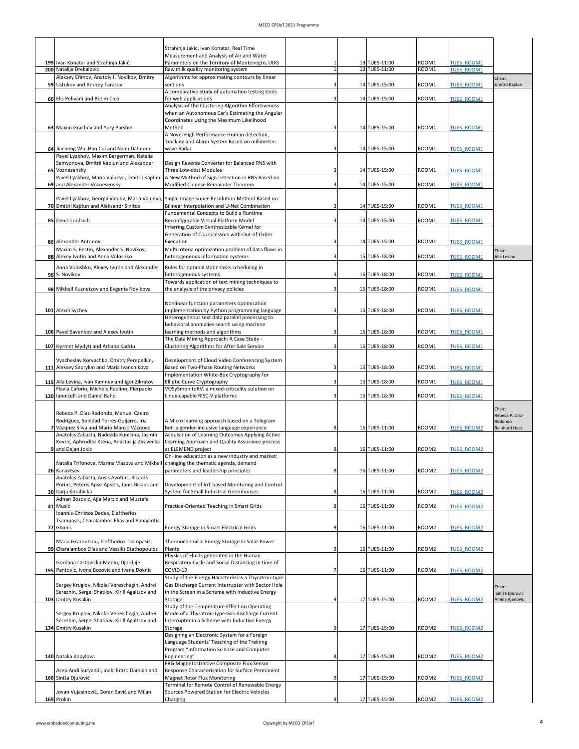| | | | | | | | | |
|---|---|---|---|---|---|---|---|---|
| 199 | Ivan Konatar and Strahinja Jakić | Strahinja Jakic, Ivan Konatar, Real Time Measurement and Analysis of Air and Water Parameters on the Territory of Montenegro, UDG | | 1 | 13 TUES-11:00 | ROOM1 | TUES_ROOM1 | |
| 200 | Natalija Drekalovic | Raw milk quality monitoring system | | 1 | 13 TUES-11:00 | ROOM1 | TUES_ROOM1 | |
| 59 | Aleksey Efimov, Anatoly I. Novikov, Dmitry Ustukov and Andrey Tarasov | Algorithms for approximating contours by linear sections | | 3 | 14 TUES-15:00 | ROOM1 | TUES_ROOM1 | Chair: Dmitrii Kaplun |
| 60 | Elis Pelivani and Betim Cico | A comparative study of automation testing tools for web applications | | 3 | 14 TUES-15:00 | ROOM1 | TUES_ROOM1 | |
| 63 | Maxim Grachev and Yury Parshin | Analysis of the Clustering Algorithm Effectiveness when an Autonomous Car's Estimating the Angular Coordinates Using the Maximum Likelihood Method | | 3 | 14 TUES-15:00 | ROOM1 | TUES_ROOM1 | |
| 64 | Jiacheng Wu, Han Cui and Naim Dahnoun | A Novel High Performance Human detection, Tracking and Alarm System Based on millimeter-wave Radar | | 3 | 14 TUES-15:00 | ROOM1 | TUES_ROOM1 | |
| 65 | Pavel Lyakhov, Maxim Bergerman, Natalia Semyonova, Dmitrii Kaplun and Alexander Voznesensky | Design Reverse Converter for Balanced RNS with Three Low-cost Modules | | 3 | 14 TUES-15:00 | ROOM1 | TUES_ROOM1 | |
| 69 | Pavel Lyakhov, Maria Valueva, Dmitrii Kaplun and Alexander Voznesensky | A New Method of Sign Detection in RNS Based on Modified Chinese Remainder Theorem | | 3 | 14 TUES-15:00 | ROOM1 | TUES_ROOM1 | |
| 70 | Pavel Lyakhov, Georgii Valuev, Maria Valueva, Dmitrii Kaplun and Aleksandr Sinitca | Single Image Super-Resolution Method Based on Bilinear Interpolation and U-Net Combination | | 3 | 14 TUES-15:00 | ROOM1 | TUES_ROOM1 | |
| 85 | Denis Loubach | Fundamental Concepts to Build a Runtime Reconfigurable Virtual Platform Model | | 3 | 14 TUES-15:00 | ROOM1 | TUES_ROOM1 | |
| 86 | Alexander Antonov | Inferring Custom Synthesizable Kernel for Generation of Coprocessors with Out-of-Order Execution | | 3 | 14 TUES-15:00 | ROOM1 | TUES_ROOM1 | |
| 88 | Maxim S. Pestin, Alexander S. Novikov, Alexey Ivutin and Anna Voloshko | Multicriteria optimization problem of data flows in heterogeneous information systems | | 3 | 15 TUES-18:00 | ROOM1 | TUES_ROOM1 | Chair: Alla Levina |
| 96 | Anna Voloshko, Alexey Ivutin and Alexander S. Novikov | Rules for optimal static tasks scheduling in heterogeneous systems | | 3 | 15 TUES-18:00 | ROOM1 | TUES_ROOM1 | |
| 98 | Mikhail Kuznetzov and Evgenia Novikova | Towards application of text mining techniques to the analysis of the privacy policies | | 3 | 15 TUES-18:00 | ROOM1 | TUES_ROOM1 | |
| 101 | Alexei Sychev | Nonlinear function parameters optimization implementation by Python programming language | | 3 | 15 TUES-18:00 | ROOM1 | TUES_ROOM1 | |
| 106 | Pavel Savenkov and Alexey Ivutin | Heterogeneous text data parallel processing to behavioral anomalies search using machine learning methods and algorithms | | 3 | 15 TUES-18:00 | ROOM1 | TUES_ROOM1 | |
| 107 | Hyrmet Mydyti and Arbana Kadriu | The Data Mining Approach: A Case Study - Clustering Algorithms for After Sale Service | | 3 | 15 TUES-18:00 | ROOM1 | TUES_ROOM1 | |
| 111 | Vyacheslav Koryachko, Dmitry Perepelkin, Aleksey Saprykin and Maria Ivanchikova | Development of Cloud Video Conferencing System Based on Two-Phase Routing Networks | | 3 | 15 TUES-18:00 | ROOM1 | TUES_ROOM1 | |
| 115 | Alla Levina, Ivan Kamnev and Igor Zikratov | Implementation White-Box Cryptography for Elliptic Curve Cryptography | | 3 | 15 TUES-18:00 | ROOM1 | TUES_ROOM1 | |
| 120 | Flavia Caforio, Michele Paolino, Pierpaolo Iannicelli and Daniel Raho | VOSySmonitoRV: a mixed-criticality solution on Linux-capable RISC-V platforms | | 3 | 15 TUES-18:00 | ROOM1 | TUES_ROOM1 | |
| 7 | Rebeca P. Díaz-Redondo, Manuel Caeiro Rodríguez, Soledad Torres-Guijarro, Iria Vázquez Silva and Mario Manso Vázquez | A Micro learning approach based on a Telegram bot: a gender-inclusive language experience | | 8 | 16 TUES-11:00 | ROOM2 | TUES_ROOM2 | Chair: Rebeca P. Díaz-Redondo Reinhard Haas |
| 9 | Anatolijs Zabasta, Nadezda Kunicina, Jasmin Kevric, Aphrodite Ktena, Anastasija Ziravecka and Dejan Jokic | Acquisition of Learning Outcomes Applying Active Learning Approach and Quality Assurance process at ELEMEND project | | 8 | 16 TUES-11:00 | ROOM2 | TUES_ROOM2 | |
| 26 | Natalia Trifonova, Marina Vlasova and Mikhail Kanavtsev | On-line education as a new industry and market: changing the thematic agenda, demand parameters and leadership principles | | 8 | 16 TUES-11:00 | ROOM2 | TUES_ROOM2 | |
| 30 | Anatolijs Zabasta, Ansis Avotins, Ricards Porins, Peteris Apse-Apsitis, Janis Bicans and Darja Korabicka | Development of IoT based Monitoring and Control System for Small Industrial Greenhouses | | 8 | 16 TUES-11:00 | ROOM2 | TUES_ROOM2 | |
| 41 | Adnan Bosović, Ajla Merzić and Mustafa Musić | Practice-Oriented Teaching in Smart Grids | | 8 | 16 TUES-11:00 | ROOM2 | TUES_ROOM2 | |
| 77 | Ioannis-Christos Dedes, Eleftherios Tsampasis, Charalambos Elias and Panagiotis Gkonis | Energy Storage in Smart Electrical Grids | | 9 | 16 TUES-11:00 | ROOM2 | TUES_ROOM2 | |
| 99 | Maria Gkaroutsou, Eleftherios Tsampasis, Charalambos Elias and Vassilis Stathopoulos | Thermochemical Energy Storage in Solar Power Plants | | 9 | 16 TUES-11:00 | ROOM2 | TUES_ROOM2 | |
| 195 | Gordana Lastovicka-Medin, Djordjije Pantovic, Ivona Bozovic and Ivana Doknic | Physics of Fluids generated in the Human Respiratory Cycle and Social Distancing in time of COVID-19 | | 7 | 16 TUES-11:00 | ROOM2 | TUES_ROOM2 | |
| 103 | Sergey Kruglov, Nikolai Vereschagin, Andrei Serezhin, Sergei Shatilov, Kirill Agaltsov and Dmitry Kusakin | Study of the Energy Haracteristics a Thyratron-type Gas Discharge Current Interrupter with Sector Hole in the Screen in a Scheme with Inductive Energy Storage | | 9 | 17 TUES-15:00 | ROOM2 | TUES_ROOM2 | Chair: Siniša Djurović Amela Ajanovic |
| 134 | Sergey Kruglov, Nikolai Vereschagin, Andrei Serezhin, Sergei Shatilov, Kirill Agaltsov and Dmitry Kusakin | Study of the Temperature Effect on Operating Mode of a Thyratron-type Gas-discharge Current Interrupter in a Scheme with Inductive Energy Storage | | 9 | 17 TUES-15:00 | ROOM2 | TUES_ROOM2 | |
| 140 | Natalia Kopylova | Designing an Electronic System for a Foreign Language Students' Teaching of the Training Program "Information Science and Computer Engineering" | | 8 | 17 TUES-15:00 | ROOM2 | TUES_ROOM2 | |
| 166 | Asep Andi Suryandi, Inaki Erazo Damian and Siniša Djurović | FBG Magnetostrictive Composite Flux Sensor Response Characterisation for Surface Permanent Magnet Rotor Flux Monitoring | | 9 | 17 TUES-15:00 | ROOM2 | TUES_ROOM2 | |
| 169 | Jovan Vujasinović, Goran Savić and Milan Prokin | Terminal for Remote Control of Renewable Energy Sources Powered Station for Electric Vehicles Charging | | 9 | 17 TUES-15:00 | ROOM2 | TUES_ROOM2 | |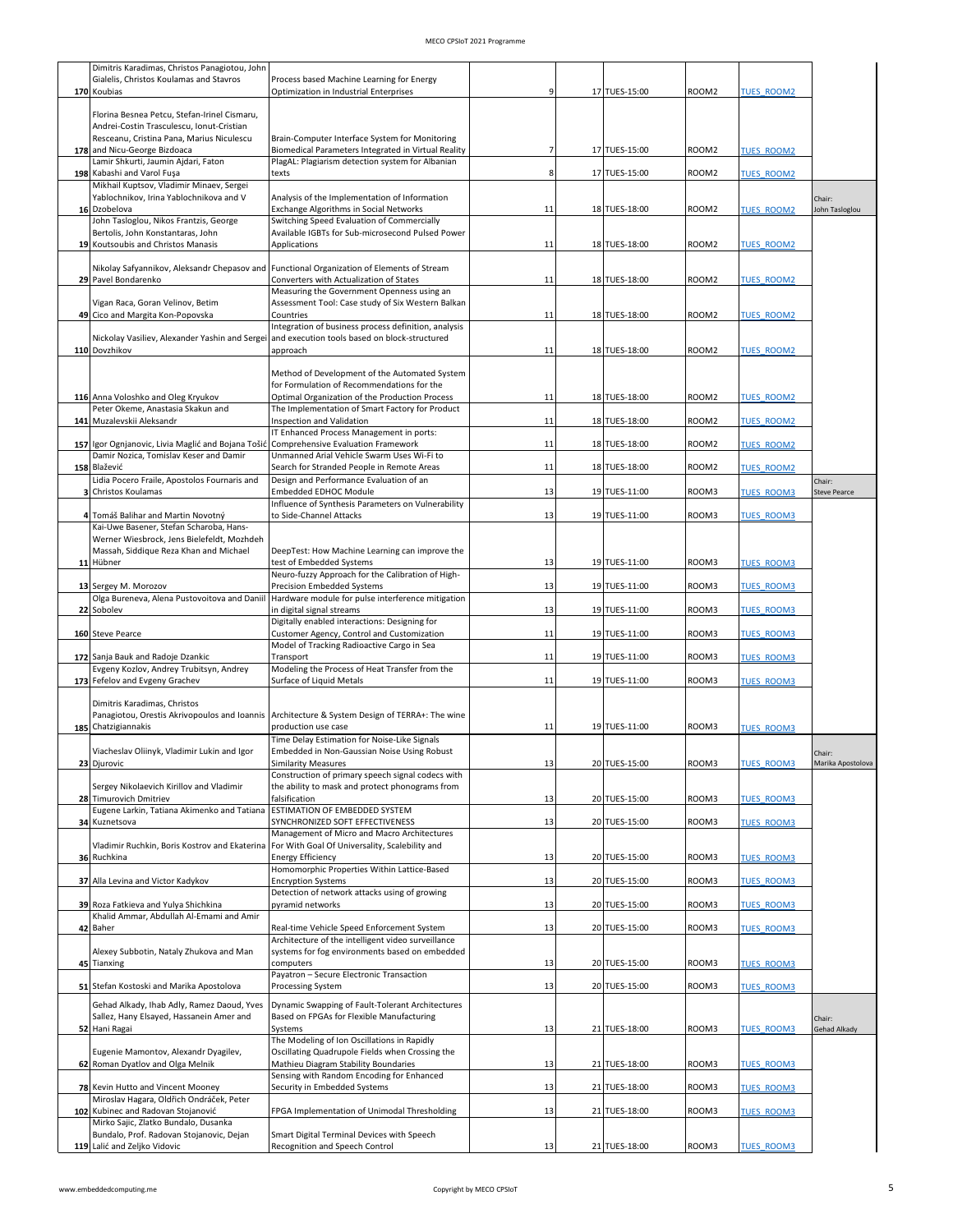| | | | | | | | | |
|---|---|---|---|---|---|---|---|---|
| 170 | Dimitris Karadimas, Christos Panagiotou, John Gialelis, Christos Koulamas and Stavros Koubias | Process based Machine Learning for Energy Optimization in Industrial Enterprises | 9 | 17 | TUES-15:00 | ROOM2 | TUES_ROOM2 | |
| 178 | Florina Besnea Petcu, Stefan-Irinel Cismaru, Andrei-Costin Trasculescu, Ionut-Cristian Resceanu, Cristina Pana, Marius Niculescu and Nicu-George Bizdoaca | Brain-Computer Interface System for Monitoring Biomedical Parameters Integrated in Virtual Reality | 7 | 17 | TUES-15:00 | ROOM2 | TUES_ROOM2 | |
| 198 | Lamir Shkurti, Jaumin Ajdari, Faton Kabashi and Varol Fuşa | PlagAL: Plagiarism detection system for Albanian texts | 8 | 17 | TUES-15:00 | ROOM2 | TUES_ROOM2 | |
| 16 | Mikhail Kuptsov, Vladimir Minaev, Sergei Yablochnikov, Irina Yablochnikova and V Dzobelova | Analysis of the Implementation of Information Exchange Algorithms in Social Networks | 11 | 18 | TUES-18:00 | ROOM2 | TUES_ROOM2 | Chair: John Tasloglou |
| 19 | John Tasloglou, Nikos Frantzis, George Bertolis, John Konstantaras, John Koutsoubis and Christos Manasis | Switching Speed Evaluation of Commercially Available IGBTs for Sub-microsecond Pulsed Power Applications | 11 | 18 | TUES-18:00 | ROOM2 | TUES_ROOM2 | |
| 29 | Nikolay Safyannikov, Aleksandr Chepasov and Pavel Bondarenko | Functional Organization of Elements of Stream Converters with Actualization of States | 11 | 18 | TUES-18:00 | ROOM2 | TUES_ROOM2 | |
| 49 | Vigan Raca, Goran Velinov, Betim Cico and Margita Kon-Popovska | Measuring the Government Openness using an Assessment Tool: Case study of Six Western Balkan Countries | 11 | 18 | TUES-18:00 | ROOM2 | TUES_ROOM2 | |
| 110 | Nickolay Vasiliev, Alexander Yashin and Sergei Dovzhikov | Integration of business process definition, analysis and execution tools based on block-structured approach | 11 | 18 | TUES-18:00 | ROOM2 | TUES_ROOM2 | |
| 116 | Anna Voloshko and Oleg Kryukov | Method of Development of the Automated System for Formulation of Recommendations for the Optimal Organization of the Production Process | 11 | 18 | TUES-18:00 | ROOM2 | TUES_ROOM2 | |
| 141 | Peter Okeme, Anastasia Skakun and Muzalevskii Aleksandr | The Implementation of Smart Factory for Product Inspection and Validation | 11 | 18 | TUES-18:00 | ROOM2 | TUES_ROOM2 | |
| 157 | Igor Ognjanovic, Livia Maglić and Bojana Tošić | IT Enhanced Process Management in ports: Comprehensive Evaluation Framework | 11 | 18 | TUES-18:00 | ROOM2 | TUES_ROOM2 | |
| 158 | Damir Nozica, Tomislav Keser and Damir Blažević | Unmanned Arial Vehicle Swarm Uses Wi-Fi to Search for Stranded People in Remote Areas | 11 | 18 | TUES-18:00 | ROOM2 | TUES_ROOM2 | |
| 3 | Lidia Pocero Fraile, Apostolos Fournaris and Christos Koulamas | Design and Performance Evaluation of an Embedded EDHOC Module | 13 | 19 | TUES-11:00 | ROOM3 | TUES_ROOM3 | Chair: Steve Pearce |
| 4 | Tomáš Balihar and Martin Novotný | Influence of Synthesis Parameters on Vulnerability to Side-Channel Attacks | 13 | 19 | TUES-11:00 | ROOM3 | TUES_ROOM3 | |
| 11 | Kai-Uwe Basener, Stefan Scharoba, Hans-Werner Wiesbrock, Jens Bielefeldt, Mozhdeh Massah, Siddique Reza Khan and Michael Hübner | DeepTest: How Machine Learning can improve the test of Embedded Systems | 13 | 19 | TUES-11:00 | ROOM3 | TUES_ROOM3 | |
| 13 | Sergey M. Morozov | Neuro-fuzzy Approach for the Calibration of High-Precision Embedded Systems | 13 | 19 | TUES-11:00 | ROOM3 | TUES_ROOM3 | |
| 22 | Olga Bureneva, Alena Pustovoitova and Daniil Sobolev | Hardware module for pulse interference mitigation in digital signal streams | 13 | 19 | TUES-11:00 | ROOM3 | TUES_ROOM3 | |
| 160 | Steve Pearce | Digitally enabled interactions: Designing for Customer Agency, Control and Customization | 11 | 19 | TUES-11:00 | ROOM3 | TUES_ROOM3 | |
| 172 | Sanja Bauk and Radoje Dzankic | Model of Tracking Radioactive Cargo in Sea Transport | 11 | 19 | TUES-11:00 | ROOM3 | TUES_ROOM3 | |
| 173 | Evgeny Kozlov, Andrey Trubitsyn, Andrey Fefelov and Evgeny Grachev | Modeling the Process of Heat Transfer from the Surface of Liquid Metals | 11 | 19 | TUES-11:00 | ROOM3 | TUES_ROOM3 | |
| 185 | Dimitris Karadimas, Christos Panagiotou, Orestis Akrivopoulos and Ioannis Chatzigiannakis | Architecture & System Design of TERRA+: The wine production use case | 11 | 19 | TUES-11:00 | ROOM3 | TUES_ROOM3 | |
| 23 | Viacheslav Oliinyk, Vladimir Lukin and Igor Djurovic | Time Delay Estimation for Noise-Like Signals Embedded in Non-Gaussian Noise Using Robust Similarity Measures | 13 | 20 | TUES-15:00 | ROOM3 | TUES_ROOM3 | Chair: Marika Apostolova |
| 28 | Sergey Nikolaevich Kirillov and Vladimir Timurovich Dmitriev | Construction of primary speech signal codecs with the ability to mask and protect phonograms from falsification | 13 | 20 | TUES-15:00 | ROOM3 | TUES_ROOM3 | |
| 34 | Eugene Larkin, Tatiana Akimenko and Tatiana Kuznetsova | ESTIMATION OF EMBEDDED SYSTEM SYNCHRONIZED SOFT EFFECTIVENESS | 13 | 20 | TUES-15:00 | ROOM3 | TUES_ROOM3 | |
| 36 | Vladimir Ruchkin, Boris Kostrov and Ekaterina Ruchkina | Management of Micro and Macro Architectures For With Goal Of Universality, Scalebility and Energy Efficiency | 13 | 20 | TUES-15:00 | ROOM3 | TUES_ROOM3 | |
| 37 | Alla Levina and Victor Kadykov | Homomorphic Properties Within Lattice-Based Encryption Systems | 13 | 20 | TUES-15:00 | ROOM3 | TUES_ROOM3 | |
| 39 | Roza Fatkieva and Yulya Shichkina | Detection of network attacks using of growing pyramid networks | 13 | 20 | TUES-15:00 | ROOM3 | TUES_ROOM3 | |
| 42 | Khalid Ammar, Abdullah Al-Emami and Amir Baher | Real-time Vehicle Speed Enforcement System | 13 | 20 | TUES-15:00 | ROOM3 | TUES_ROOM3 | |
| 45 | Alexey Subbotin, Nataly Zhukova and Man Tianxing | Architecture of the intelligent video surveillance systems for fog environments based on embedded computers | 13 | 20 | TUES-15:00 | ROOM3 | TUES_ROOM3 | |
| 51 | Stefan Kostoski and Marika Apostolova | Payatron – Secure Electronic Transaction Processing System | 13 | 20 | TUES-15:00 | ROOM3 | TUES_ROOM3 | |
| 52 | Gehad Alkady, Ihab Adly, Ramez Daoud, Yves Sallez, Hany Elsayed, Hassanein Amer and Hani Ragai | Dynamic Swapping of Fault-Tolerant Architectures Based on FPGAs for Flexible Manufacturing Systems | 13 | 21 | TUES-18:00 | ROOM3 | TUES_ROOM3 | Chair: Gehad Alkady |
| 62 | Eugenie Mamontov, Alexandr Dyagilev, Roman Dyatlov and Olga Melnik | The Modeling of Ion Oscillations in Rapidly Oscillating Quadrupole Fields when Crossing the Mathieu Diagram Stability Boundaries | 13 | 21 | TUES-18:00 | ROOM3 | TUES_ROOM3 | |
| 78 | Kevin Hutto and Vincent Mooney | Sensing with Random Encoding for Enhanced Security in Embedded Systems | 13 | 21 | TUES-18:00 | ROOM3 | TUES_ROOM3 | |
| 102 | Miroslav Hagara, Oldřich Ondráček, Peter Kubinec and Radovan Stojanović | FPGA Implementation of Unimodal Thresholding | 13 | 21 | TUES-18:00 | ROOM3 | TUES_ROOM3 | |
| 119 | Mirko Sajic, Zlatko Bundalo, Dusanka Bundalo, Prof. Radovan Stojanovic, Dejan Lalić and Zeljko Vidovic | Smart Digital Terminal Devices with Speech Recognition and Speech Control | 13 | 21 | TUES-18:00 | ROOM3 | TUES_ROOM3 | |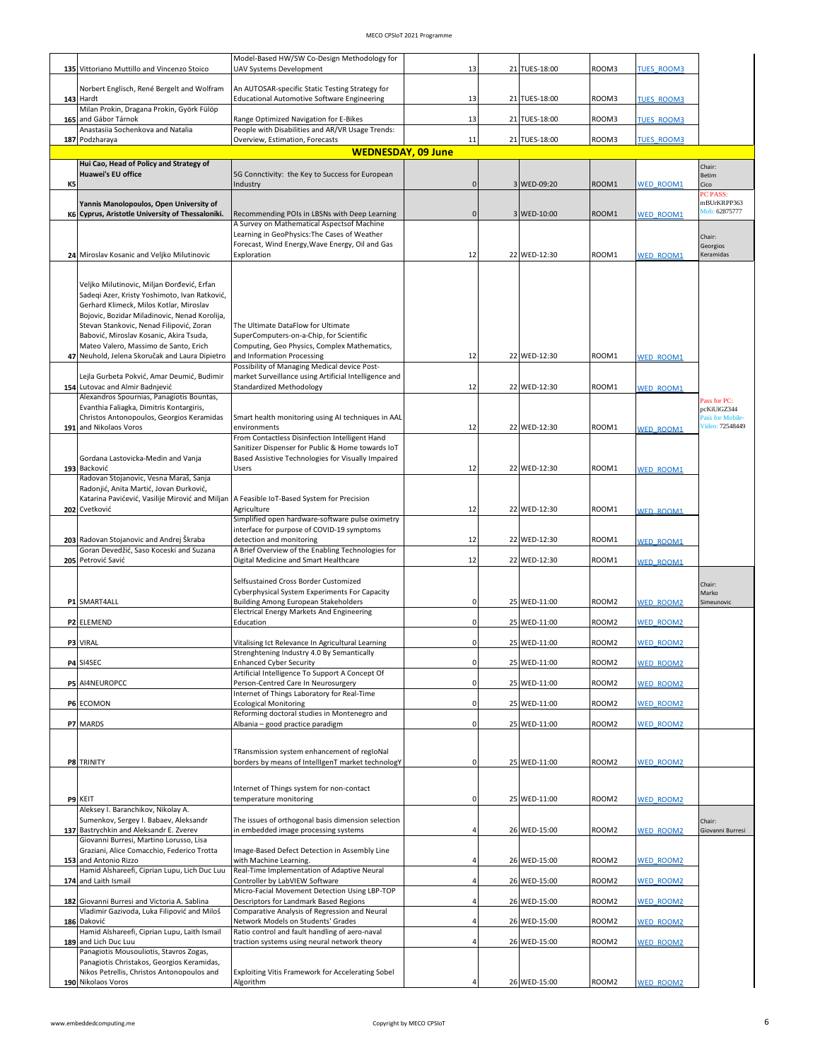| | | | | | | | | |
|---|---|---|---|---|---|---|---|---|
| 135 | Vittoriano Muttillo and Vincenzo Stoico | Model-Based HW/SW Co-Design Methodology for UAV Systems Development | 13 | 21 | TUES-18:00 | ROOM3 | TUES_ROOM3 | |
| 143 | Norbert Englisch, René Bergelt and Wolfram Hardt | An AUTOSAR-specific Static Testing Strategy for Educational Automotive Software Engineering | 13 | 21 | TUES-18:00 | ROOM3 | TUES_ROOM3 | |
| 165 | Milan Prokin, Dragana Prokin, Györk Fülöp and Gábor Tárnok | Range Optimized Navigation for E-Bikes | 13 | 21 | TUES-18:00 | ROOM3 | TUES_ROOM3 | |
| 187 | Anastasiia Sochenkova and Natalia Podzharaya | People with Disabilities and AR/VR Usage Trends: Overview, Estimation, Forecasts | 11 | 21 | TUES-18:00 | ROOM3 | TUES_ROOM3 | |
| | | **WEDNESDAY, 09 June** | | | | | | |
| K5 | **Hui Cao, Head of Policy and Strategy of Huawei's EU office** | 5G Connctivity: the Key to Success for European Industry | 0 | 3 | WED-09:20 | ROOM1 | WED_ROOM1 | Chair: Betim Cico |
| K6 | **Yannis Manolopoulos, Open University of Cyprus, Aristotle University of Thessaloniki.** | Recommending POIs in LBSNs with Deep Learning | 0 | 3 | WED-10:00 | ROOM1 | WED_ROOM1 | PC PASS: mBUrKRPP363 Mob: 62875777 |
| 24 | Miroslav Kosanic and Veljko Milutinovic | A Survey on Mathematical Aspectsof Machine Learning in GeoPhysics:The Cases of Weather Forecast, Wind Energy,Wave Energy, Oil and Gas Exploration | 12 | 22 | WED-12:30 | ROOM1 | WED_ROOM1 | Chair: Georgios Keramidas |
| 47 | Veljko Milutinovic, Miljan Đorđević, Erfan Sadeqi Azer, Kristy Yoshimoto, Ivan Ratković, Gerhard Klimeck, Milos Kotlar, Miroslav Bojovic, Bozidar Miladinovic, Nenad Korolija, Stevan Stankovic, Nenad Filipović, Zoran Babović, Miroslav Kosanic, Akira Tsuda, Mateo Valero, Massimo de Santo, Erich Neuhold, Jelena Skoručak and Laura Dipietro | The Ultimate DataFlow for Ultimate SuperComputers-on-a-Chip, for Scientific Computing, Geo Physics, Complex Mathematics, and Information Processing | 12 | 22 | WED-12:30 | ROOM1 | WED_ROOM1 | |
| 154 | Lejla Gurbeta Pokvić, Amar Deumić, Budimir Lutovac and Almir Badnjević | Possibility of Managing Medical device Post-market Surveillance using Artificial Intelligence and Standardized Methodology | 12 | 22 | WED-12:30 | ROOM1 | WED_ROOM1 | |
| 191 | Alexandros Spournias, Panagiotis Bountas, Evanthia Faliagka, Dimitris Kontagiris, Christos Antonopoulos, Georgios Keramidas and Nikolaos Voros | Smart health monitoring using AI techniques in AAL environments | 12 | 22 | WED-12:30 | ROOM1 | WED_ROOM1 | Pass for PC: pcKiUiGZ344 Pass for Mobile-Video: 72548449 |
| 193 | Gordana Lastovicka-Medin and Vanja Backović | From Contactless Disinfection Intelligent Hand Sanitizer Dispenser for Public & Home towards IoT Based Assistive Technologies for Visually Impaired Users | 12 | 22 | WED-12:30 | ROOM1 | WED_ROOM1 | |
| 202 | Radovan Stojanovic, Vesna Maraš, Sanja Radonjić, Anita Martić, Jovan Đurković, Katarina Pavićević, Vasilije Mirović and Miljan Cvetković | A Feasible IoT-Based System for Precision Agriculture | 12 | 22 | WED-12:30 | ROOM1 | WED_ROOM1 | |
| 203 | Radovan Stojanovic and Andrej Škraba | Simplified open hardware-software pulse oximetry interface for purpose of COVID-19 symptoms detection and monitoring | 12 | 22 | WED-12:30 | ROOM1 | WED_ROOM1 | |
| 205 | Goran Devedžić, Saso Koceski and Suzana Petrović Savić | A Brief Overview of the Enabling Technologies for Digital Medicine and Smart Healthcare | 12 | 22 | WED-12:30 | ROOM1 | WED_ROOM1 | |
| P1 | SMART4ALL | Selfsustained Cross Border Customized Cyberphysical System Experiments For Capacity Building Among European Stakeholders | 0 | 25 | WED-11:00 | ROOM2 | WED_ROOM2 | Chair: Marko Simeunovic |
| P2 | ELEMEND | Electrical Energy Markets And Engineering Education | 0 | 25 | WED-11:00 | ROOM2 | WED_ROOM2 | |
| P3 | VIRAL | Vitalising Ict Relevance In Agricultural Learning | 0 | 25 | WED-11:00 | ROOM2 | WED_ROOM2 | |
| P4 | SI4SEC | Strenghtening Industry 4.0 By Semantically Enhanced Cyber Security | 0 | 25 | WED-11:00 | ROOM2 | WED_ROOM2 | |
| P5 | AI4NEUROPCC | Artificial Intelligence To Support A Concept Of Person-Centred Care In Neurosurgery | 0 | 25 | WED-11:00 | ROOM2 | WED_ROOM2 | |
| P6 | ECOMON | Internet of Things Laboratory for Real-Time Ecological Monitoring | 0 | 25 | WED-11:00 | ROOM2 | WED_ROOM2 | |
| P7 | MARDS | Reforming doctoral studies in Montenegro and Albania – good practice paradigm | 0 | 25 | WED-11:00 | ROOM2 | WED_ROOM2 | |
| P8 | TRINITY | TRansmission system enhancement of regIoNal borders by means of IntellIgenT market technologY | 0 | 25 | WED-11:00 | ROOM2 | WED_ROOM2 | |
| P9 | KEIT | Internet of Things system for non-contact temperature monitoring | 0 | 25 | WED-11:00 | ROOM2 | WED_ROOM2 | |
| 137 | Aleksey I. Baranchikov, Nikolay A. Sumenkov, Sergey I. Babaev, Aleksandr Bastrychkin and Aleksandr E. Zverev | The issues of orthogonal basis dimension selection in embedded image processing systems | 4 | 26 | WED-15:00 | ROOM2 | WED_ROOM2 | Chair: Giovanni Burresi |
| 153 | Giovanni Burresi, Martino Lorusso, Lisa Graziani, Alice Comacchio, Federico Trotta and Antonio Rizzo | Image-Based Defect Detection in Assembly Line with Machine Learning. | 4 | 26 | WED-15:00 | ROOM2 | WED_ROOM2 | |
| 174 | Hamid Alshareefi, Ciprian Lupu, Lich Duc Luu and Laith Ismail | Real-Time Implementation of Adaptive Neural Controller by LabVIEW Software | 4 | 26 | WED-15:00 | ROOM2 | WED_ROOM2 | |
| 182 | Giovanni Burresi and Victoria A. Sablina | Micro-Facial Movement Detection Using LBP-TOP Descriptors for Landmark Based Regions | 4 | 26 | WED-15:00 | ROOM2 | WED_ROOM2 | |
| 186 | Vladimir Gazivoda, Luka Filipović and Miloš Daković | Comparative Analysis of Regression and Neural Network Models on Students' Grades | 4 | 26 | WED-15:00 | ROOM2 | WED_ROOM2 | |
| 189 | Hamid Alshareefi, Ciprian Lupu, Laith Ismail and Lich Duc Luu | Ratio control and fault handling of aero-naval traction systems using neural network theory | 4 | 26 | WED-15:00 | ROOM2 | WED_ROOM2 | |
| 190 | Panagiotis Mousouliotis, Stavros Zogas, Panagiotis Christakos, Georgios Keramidas, Nikos Petrellis, Christos Antonopoulos and Nikolaos Voros | Exploiting Vitis Framework for Accelerating Sobel Algorithm | 4 | 26 | WED-15:00 | ROOM2 | WED_ROOM2 | |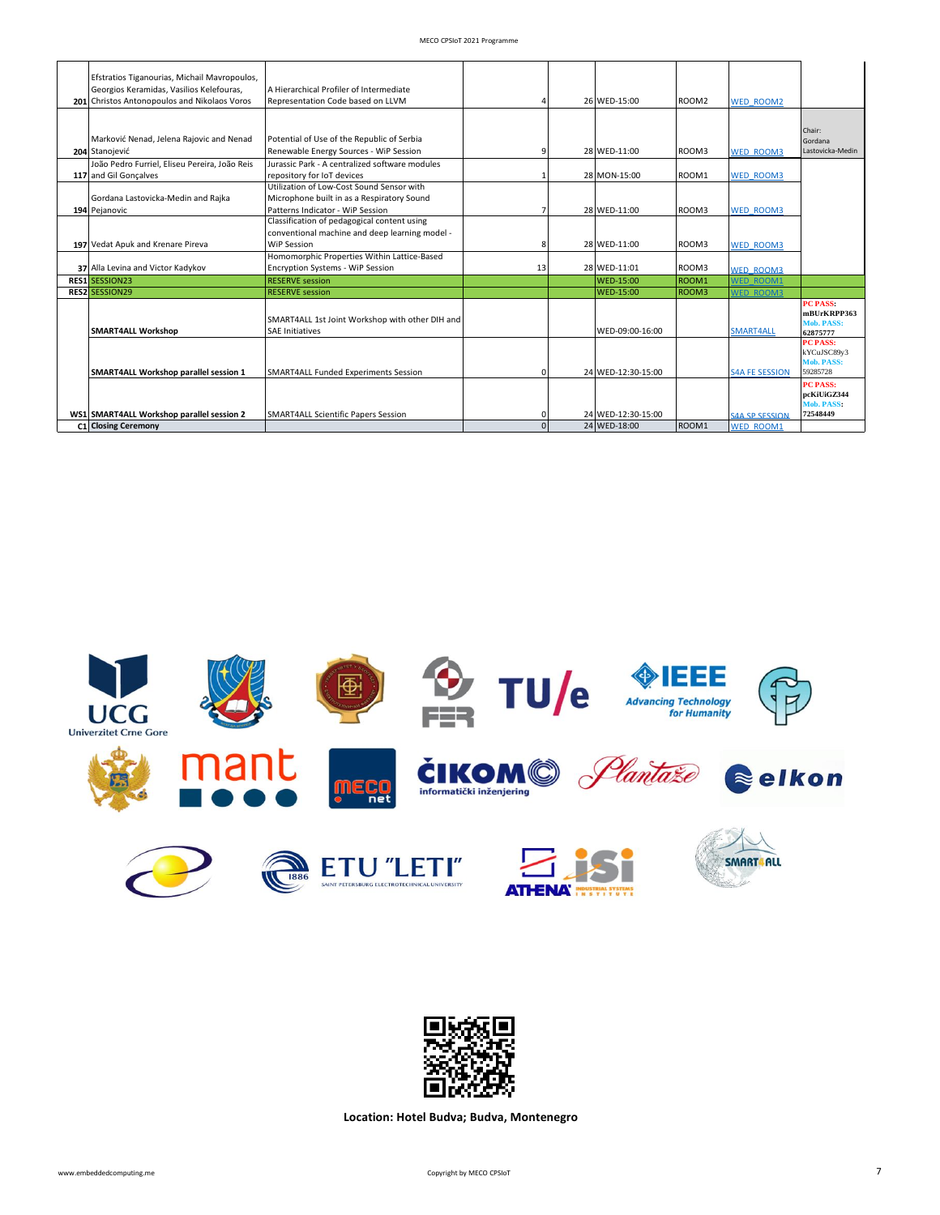| | | | | | | | | | |
|---|---|---|---|---|---|---|---|---|---|
| 201 | Efstratios Tiganourias, Michail Mavropoulos, Georgios Keramidas, Vasilios Kelefouras, Christos Antonopoulos and Nikolaos Voros | A Hierarchical Profiler of Intermediate Representation Code based on LLVM | | 4 | 26 | WED-15:00 | ROOM2 | WED_ROOM2 | |
| 204 | Marković Nenad, Jelena Rajovic and Nenad Stanojević | Potential of Use of the Republic of Serbia Renewable Energy Sources - WiP Session | | 9 | 28 | WED-11:00 | ROOM3 | WED_ROOM3 | Chair: Gordana Lastovicka-Medin |
| 117 | João Pedro Furriel, Eliseu Pereira, João Reis and Gil Gonçalves | Jurassic Park - A centralized software modules repository for IoT devices | | 1 | 28 | MON-15:00 | ROOM1 | WED_ROOM3 | |
| 194 | Gordana Lastovicka-Medin and Rajka Pejanovic | Utilization of Low-Cost Sound Sensor with Microphone built in as a Respiratory Sound Patterns Indicator - WiP Session | | 7 | 28 | WED-11:00 | ROOM3 | WED_ROOM3 | |
| 197 | Vedat Apuk and Krenare Pireva | Classification of pedagogical content using conventional machine and deep learning model - WiP Session | | 8 | 28 | WED-11:00 | ROOM3 | WED_ROOM3 | |
| 37 | Alla Levina and Victor Kadykov | Homomorphic Properties Within Lattice-Based Encryption Systems - WiP Session | | 13 | 28 | WED-11:01 | ROOM3 | WED_ROOM3 | |
| RES1 | SESSION23 | RESERVE session | | | | WED-15:00 | ROOM1 | WED_ROOM1 | |
| RES2 | SESSION29 | RESERVE session | | | | WED-15:00 | ROOM3 | WED_ROOM3 | |
| | **SMART4ALL Workshop** | SMART4ALL 1st Joint Workshop with other DIH and SAE Initiatives | | | | WED-09:00-16:00 | | SMART4ALL | PC PASS: mBUrKRPP363 Mob. PASS: 62875777 |
| | **SMART4ALL Workshop parallel session 1** | SMART4ALL Funded Experiments Session | | 0 | 24 | WED-12:30-15:00 | | S4A FE SESSION | PC PASS: kYCuJSC89y3 Mob. PASS: 59285728 |
| WS1 | **SMART4ALL Workshop parallel session 2** | SMART4ALL Scientific Papers Session | | 0 | 24 | WED-12:30-15:00 | | S4A SP SESSION | PC PASS: pcKiUiGZ344 Mob. PASS: 72548449 |
| C1 | **Closing Ceremony** | | | 0 | 24 | WED-18:00 | ROOM1 | WED_ROOM1 | |

**Location: Hotel Budva; Budva, Montenegro**